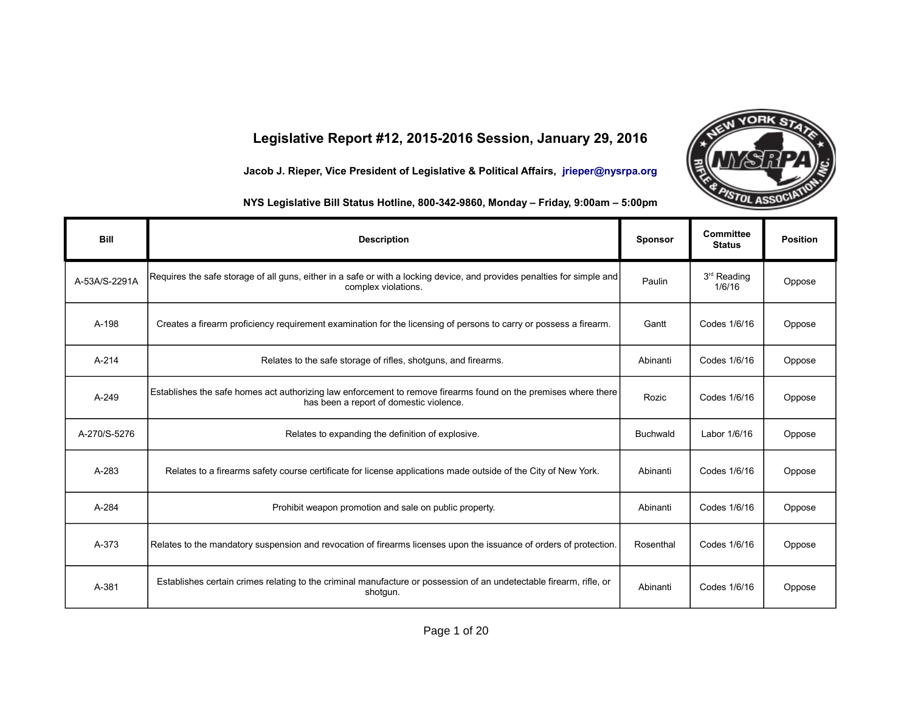# Legislative Report #12, 2015-2016 Session, January 29, 2016

**Jacob J. Rieper, Vice President of Legislative & Political Affairs, jrieper@nysrpa.org**

**NYS Legislative Bill Status Hotline, 800-342-9860, Monday – Friday, 9:00am – 5:00pm**

| Bill | Description | Sponsor | Committee Status | Position |
|---|---|---|---|---|
| A-53A/S-2291A | Requires the safe storage of all guns, either in a safe or with a locking device, and provides penalties for simple and complex violations. | Paulin | 3rd Reading 1/6/16 | Oppose |
| A-198 | Creates a firearm proficiency requirement examination for the licensing of persons to carry or possess a firearm. | Gantt | Codes 1/6/16 | Oppose |
| A-214 | Relates to the safe storage of rifles, shotguns, and firearms. | Abinanti | Codes 1/6/16 | Oppose |
| A-249 | Establishes the safe homes act authorizing law enforcement to remove firearms found on the premises where there has been a report of domestic violence. | Rozic | Codes 1/6/16 | Oppose |
| A-270/S-5276 | Relates to expanding the definition of explosive. | Buchwald | Labor 1/6/16 | Oppose |
| A-283 | Relates to a firearms safety course certificate for license applications made outside of the City of New York. | Abinanti | Codes 1/6/16 | Oppose |
| A-284 | Prohibit weapon promotion and sale on public property. | Abinanti | Codes 1/6/16 | Oppose |
| A-373 | Relates to the mandatory suspension and revocation of firearms licenses upon the issuance of orders of protection. | Rosenthal | Codes 1/6/16 | Oppose |
| A-381 | Establishes certain crimes relating to the criminal manufacture or possession of an undetectable firearm, rifle, or shotgun. | Abinanti | Codes 1/6/16 | Oppose |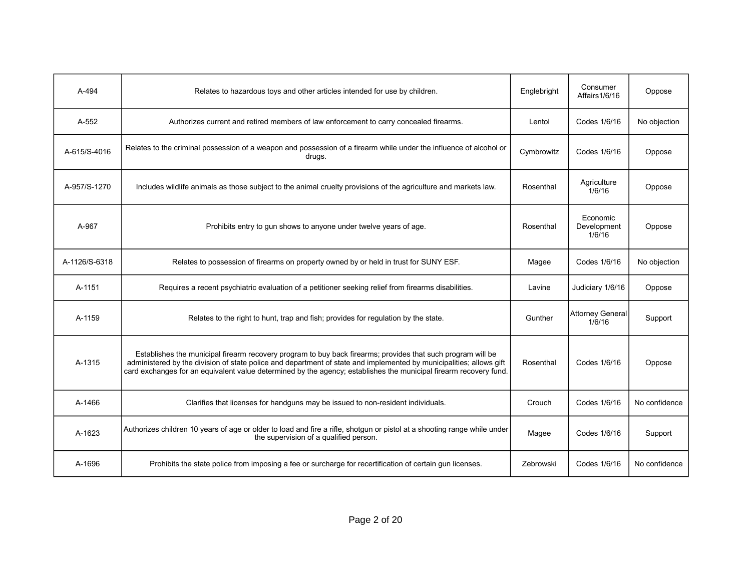| A-494 | Relates to hazardous toys and other articles intended for use by children. | Englebright | Consumer Affairs1/6/16 | Oppose |
|---|---|---|---|---|
| A-552 | Authorizes current and retired members of law enforcement to carry concealed firearms. | Lentol | Codes 1/6/16 | No objection |
| A-615/S-4016 | Relates to the criminal possession of a weapon and possession of a firearm while under the influence of alcohol or drugs. | Cymbrowitz | Codes 1/6/16 | Oppose |
| A-957/S-1270 | Includes wildlife animals as those subject to the animal cruelty provisions of the agriculture and markets law. | Rosenthal | Agriculture 1/6/16 | Oppose |
| A-967 | Prohibits entry to gun shows to anyone under twelve years of age. | Rosenthal | Economic Development 1/6/16 | Oppose |
| A-1126/S-6318 | Relates to possession of firearms on property owned by or held in trust for SUNY ESF. | Magee | Codes 1/6/16 | No objection |
| A-1151 | Requires a recent psychiatric evaluation of a petitioner seeking relief from firearms disabilities. | Lavine | Judiciary 1/6/16 | Oppose |
| A-1159 | Relates to the right to hunt, trap and fish; provides for regulation by the state. | Gunther | Attorney General 1/6/16 | Support |
| A-1315 | Establishes the municipal firearm recovery program to buy back firearms; provides that such program will be administered by the division of state police and department of state and implemented by municipalities; allows gift card exchanges for an equivalent value determined by the agency; establishes the municipal firearm recovery fund. | Rosenthal | Codes 1/6/16 | Oppose |
| A-1466 | Clarifies that licenses for handguns may be issued to non-resident individuals. | Crouch | Codes 1/6/16 | No confidence |
| A-1623 | Authorizes children 10 years of age or older to load and fire a rifle, shotgun or pistol at a shooting range while under the supervision of a qualified person. | Magee | Codes 1/6/16 | Support |
| A-1696 | Prohibits the state police from imposing a fee or surcharge for recertification of certain gun licenses. | Zebrowski | Codes 1/6/16 | No confidence |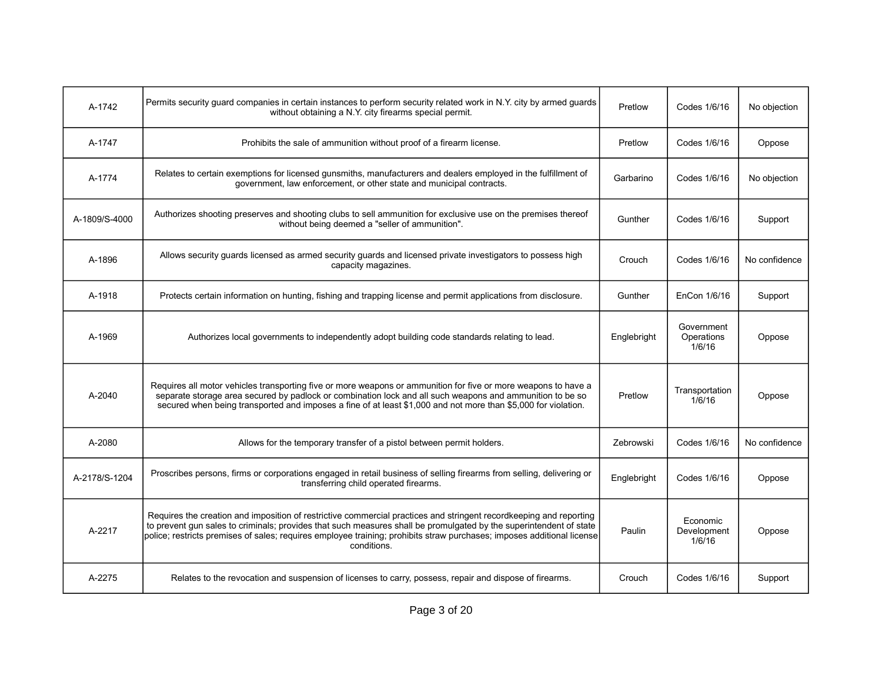| | | | | |
|---|---|---|---|---|
| A-1742 | Permits security guard companies in certain instances to perform security related work in N.Y. city by armed guards without obtaining a N.Y. city firearms special permit. | Pretlow | Codes 1/6/16 | No objection |
| A-1747 | Prohibits the sale of ammunition without proof of a firearm license. | Pretlow | Codes 1/6/16 | Oppose |
| A-1774 | Relates to certain exemptions for licensed gunsmiths, manufacturers and dealers employed in the fulfillment of government, law enforcement, or other state and municipal contracts. | Garbarino | Codes 1/6/16 | No objection |
| A-1809/S-4000 | Authorizes shooting preserves and shooting clubs to sell ammunition for exclusive use on the premises thereof without being deemed a "seller of ammunition". | Gunther | Codes 1/6/16 | Support |
| A-1896 | Allows security guards licensed as armed security guards and licensed private investigators to possess high capacity magazines. | Crouch | Codes 1/6/16 | No confidence |
| A-1918 | Protects certain information on hunting, fishing and trapping license and permit applications from disclosure. | Gunther | EnCon 1/6/16 | Support |
| A-1969 | Authorizes local governments to independently adopt building code standards relating to lead. | Englebright | Government Operations 1/6/16 | Oppose |
| A-2040 | Requires all motor vehicles transporting five or more weapons or ammunition for five or more weapons to have a separate storage area secured by padlock or combination lock and all such weapons and ammunition to be so secured when being transported and imposes a fine of at least $1,000 and not more than $5,000 for violation. | Pretlow | Transportation 1/6/16 | Oppose |
| A-2080 | Allows for the temporary transfer of a pistol between permit holders. | Zebrowski | Codes 1/6/16 | No confidence |
| A-2178/S-1204 | Proscribes persons, firms or corporations engaged in retail business of selling firearms from selling, delivering or transferring child operated firearms. | Englebright | Codes 1/6/16 | Oppose |
| A-2217 | Requires the creation and imposition of restrictive commercial practices and stringent recordkeeping and reporting to prevent gun sales to criminals; provides that such measures shall be promulgated by the superintendent of state police; restricts premises of sales; requires employee training; prohibits straw purchases; imposes additional license conditions. | Paulin | Economic Development 1/6/16 | Oppose |
| A-2275 | Relates to the revocation and suspension of licenses to carry, possess, repair and dispose of firearms. | Crouch | Codes 1/6/16 | Support |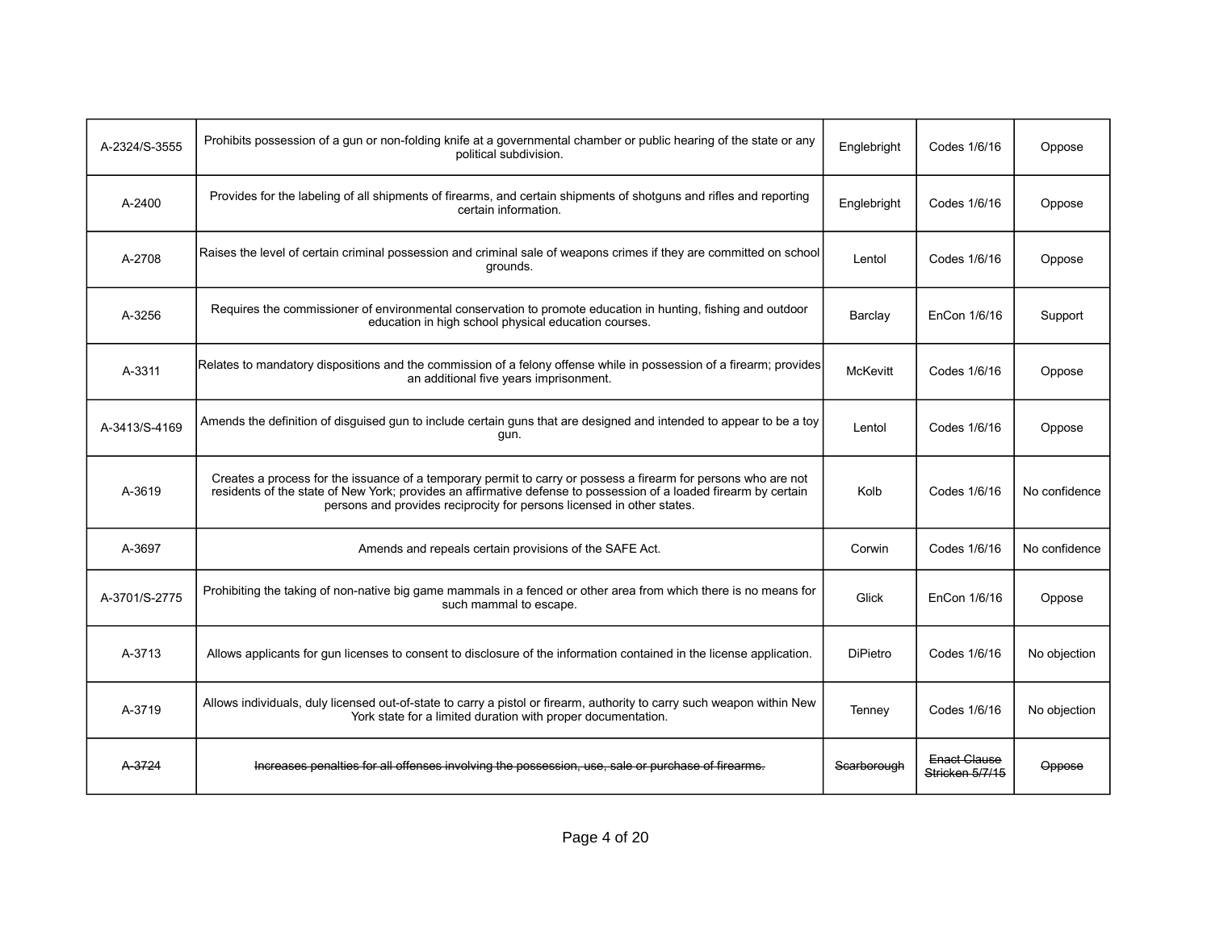| | | | | |
|---|---|---|---|---|
| A-2324/S-3555 | Prohibits possession of a gun or non-folding knife at a governmental chamber or public hearing of the state or any political subdivision. | Englebright | Codes 1/6/16 | Oppose |
| A-2400 | Provides for the labeling of all shipments of firearms, and certain shipments of shotguns and rifles and reporting certain information. | Englebright | Codes 1/6/16 | Oppose |
| A-2708 | Raises the level of certain criminal possession and criminal sale of weapons crimes if they are committed on school grounds. | Lentol | Codes 1/6/16 | Oppose |
| A-3256 | Requires the commissioner of environmental conservation to promote education in hunting, fishing and outdoor education in high school physical education courses. | Barclay | EnCon 1/6/16 | Support |
| A-3311 | Relates to mandatory dispositions and the commission of a felony offense while in possession of a firearm; provides an additional five years imprisonment. | McKevitt | Codes 1/6/16 | Oppose |
| A-3413/S-4169 | Amends the definition of disguised gun to include certain guns that are designed and intended to appear to be a toy gun. | Lentol | Codes 1/6/16 | Oppose |
| A-3619 | Creates a process for the issuance of a temporary permit to carry or possess a firearm for persons who are not residents of the state of New York; provides an affirmative defense to possession of a loaded firearm by certain persons and provides reciprocity for persons licensed in other states. | Kolb | Codes 1/6/16 | No confidence |
| A-3697 | Amends and repeals certain provisions of the SAFE Act. | Corwin | Codes 1/6/16 | No confidence |
| A-3701/S-2775 | Prohibiting the taking of non-native big game mammals in a fenced or other area from which there is no means for such mammal to escape. | Glick | EnCon 1/6/16 | Oppose |
| A-3713 | Allows applicants for gun licenses to consent to disclosure of the information contained in the license application. | DiPietro | Codes 1/6/16 | No objection |
| A-3719 | Allows individuals, duly licensed out-of-state to carry a pistol or firearm, authority to carry such weapon within New York state for a limited duration with proper documentation. | Tenney | Codes 1/6/16 | No objection |
| ~~A-3724~~ | ~~Increases penalties for all offenses involving the possession, use, sale or purchase of firearms.~~ | ~~Scarborough~~ | ~~Enact Clause Stricken 5/7/15~~ | ~~Oppose~~ |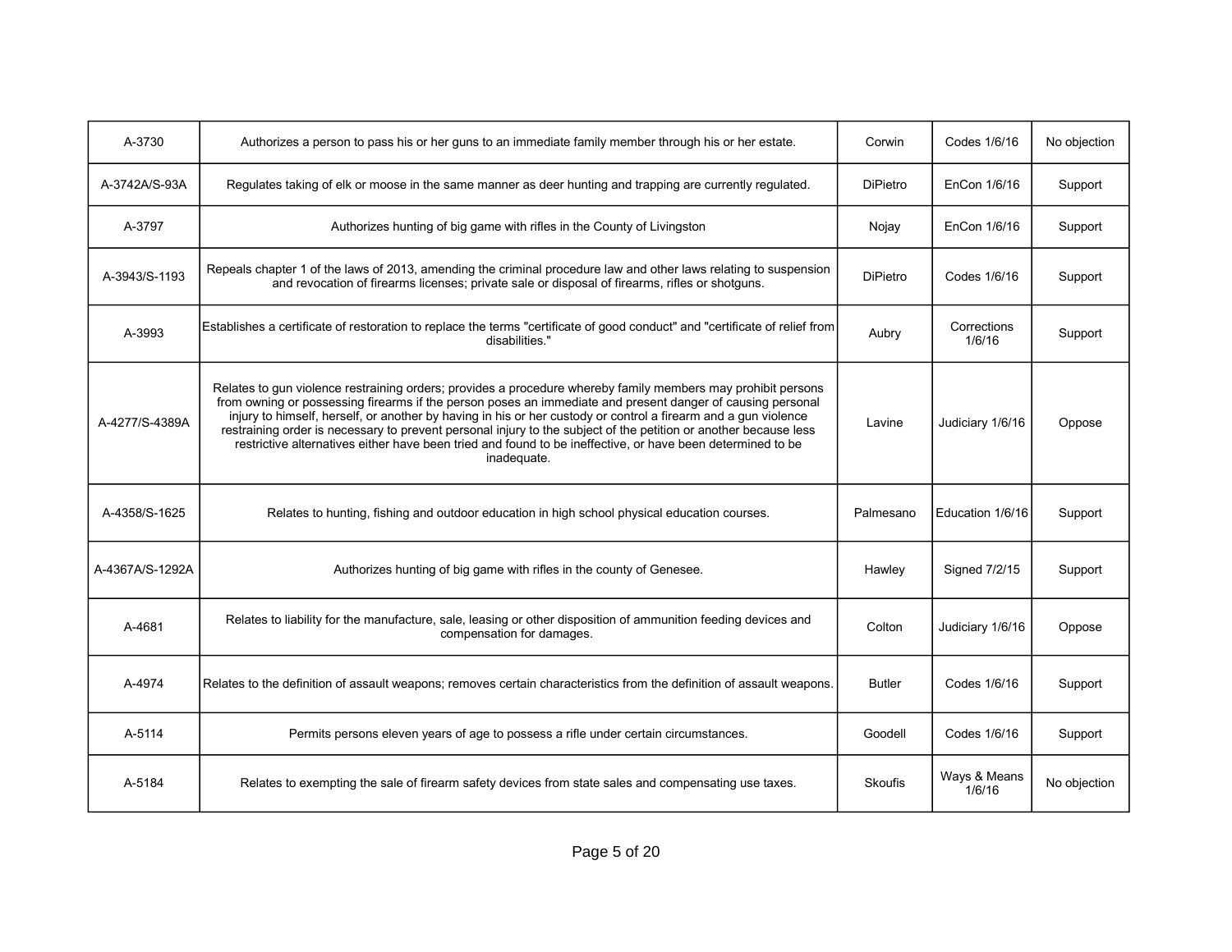| | | | | |
|---|---|---|---|---|
| A-3730 | Authorizes a person to pass his or her guns to an immediate family member through his or her estate. | Corwin | Codes 1/6/16 | No objection |
| A-3742A/S-93A | Regulates taking of elk or moose in the same manner as deer hunting and trapping are currently regulated. | DiPietro | EnCon 1/6/16 | Support |
| A-3797 | Authorizes hunting of big game with rifles in the County of Livingston | Nojay | EnCon 1/6/16 | Support |
| A-3943/S-1193 | Repeals chapter 1 of the laws of 2013, amending the criminal procedure law and other laws relating to suspension and revocation of firearms licenses; private sale or disposal of firearms, rifles or shotguns. | DiPietro | Codes 1/6/16 | Support |
| A-3993 | Establishes a certificate of restoration to replace the terms "certificate of good conduct" and "certificate of relief from disabilities." | Aubry | Corrections 1/6/16 | Support |
| A-4277/S-4389A | Relates to gun violence restraining orders; provides a procedure whereby family members may prohibit persons from owning or possessing firearms if the person poses an immediate and present danger of causing personal injury to himself, herself, or another by having in his or her custody or control a firearm and a gun violence restraining order is necessary to prevent personal injury to the subject of the petition or another because less restrictive alternatives either have been tried and found to be ineffective, or have been determined to be inadequate. | Lavine | Judiciary 1/6/16 | Oppose |
| A-4358/S-1625 | Relates to hunting, fishing and outdoor education in high school physical education courses. | Palmesano | Education 1/6/16 | Support |
| A-4367A/S-1292A | Authorizes hunting of big game with rifles in the county of Genesee. | Hawley | Signed 7/2/15 | Support |
| A-4681 | Relates to liability for the manufacture, sale, leasing or other disposition of ammunition feeding devices and compensation for damages. | Colton | Judiciary 1/6/16 | Oppose |
| A-4974 | Relates to the definition of assault weapons; removes certain characteristics from the definition of assault weapons. | Butler | Codes 1/6/16 | Support |
| A-5114 | Permits persons eleven years of age to possess a rifle under certain circumstances. | Goodell | Codes 1/6/16 | Support |
| A-5184 | Relates to exempting the sale of firearm safety devices from state sales and compensating use taxes. | Skoufis | Ways & Means 1/6/16 | No objection |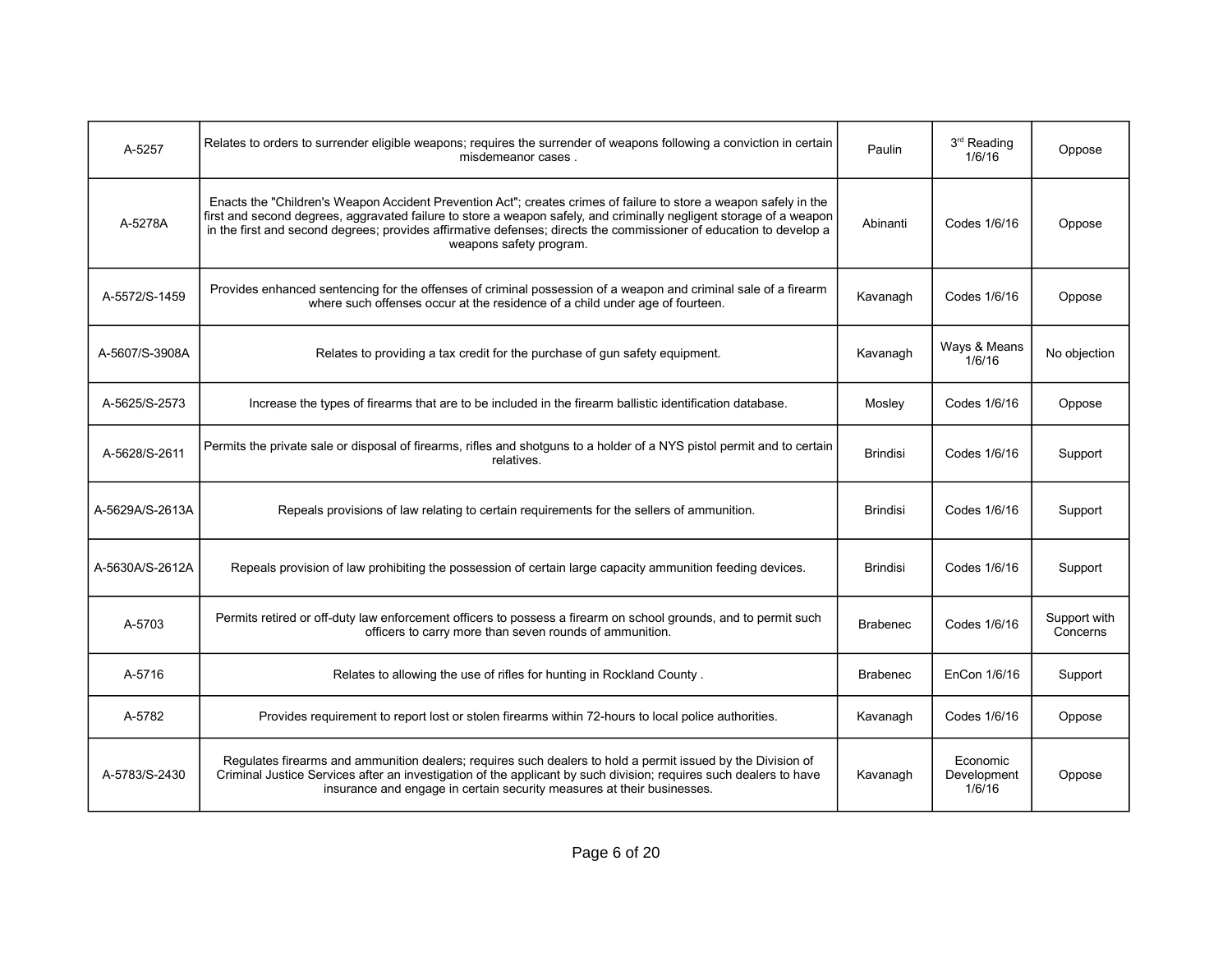| | | | | |
|---|---|---|---|---|
| A-5257 | Relates to orders to surrender eligible weapons; requires the surrender of weapons following a conviction in certain misdemeanor cases . | Paulin | 3rd Reading 1/6/16 | Oppose |
| A-5278A | Enacts the "Children's Weapon Accident Prevention Act"; creates crimes of failure to store a weapon safely in the first and second degrees, aggravated failure to store a weapon safely, and criminally negligent storage of a weapon in the first and second degrees; provides affirmative defenses; directs the commissioner of education to develop a weapons safety program. | Abinanti | Codes 1/6/16 | Oppose |
| A-5572/S-1459 | Provides enhanced sentencing for the offenses of criminal possession of a weapon and criminal sale of a firearm where such offenses occur at the residence of a child under age of fourteen. | Kavanagh | Codes 1/6/16 | Oppose |
| A-5607/S-3908A | Relates to providing a tax credit for the purchase of gun safety equipment. | Kavanagh | Ways & Means 1/6/16 | No objection |
| A-5625/S-2573 | Increase the types of firearms that are to be included in the firearm ballistic identification database. | Mosley | Codes 1/6/16 | Oppose |
| A-5628/S-2611 | Permits the private sale or disposal of firearms, rifles and shotguns to a holder of a NYS pistol permit and to certain relatives. | Brindisi | Codes 1/6/16 | Support |
| A-5629A/S-2613A | Repeals provisions of law relating to certain requirements for the sellers of ammunition. | Brindisi | Codes 1/6/16 | Support |
| A-5630A/S-2612A | Repeals provision of law prohibiting the possession of certain large capacity ammunition feeding devices. | Brindisi | Codes 1/6/16 | Support |
| A-5703 | Permits retired or off-duty law enforcement officers to possess a firearm on school grounds, and to permit such officers to carry more than seven rounds of ammunition. | Brabenec | Codes 1/6/16 | Support with Concerns |
| A-5716 | Relates to allowing the use of rifles for hunting in Rockland County . | Brabenec | EnCon 1/6/16 | Support |
| A-5782 | Provides requirement to report lost or stolen firearms within 72-hours to local police authorities. | Kavanagh | Codes 1/6/16 | Oppose |
| A-5783/S-2430 | Regulates firearms and ammunition dealers; requires such dealers to hold a permit issued by the Division of Criminal Justice Services after an investigation of the applicant by such division; requires such dealers to have insurance and engage in certain security measures at their businesses. | Kavanagh | Economic Development 1/6/16 | Oppose |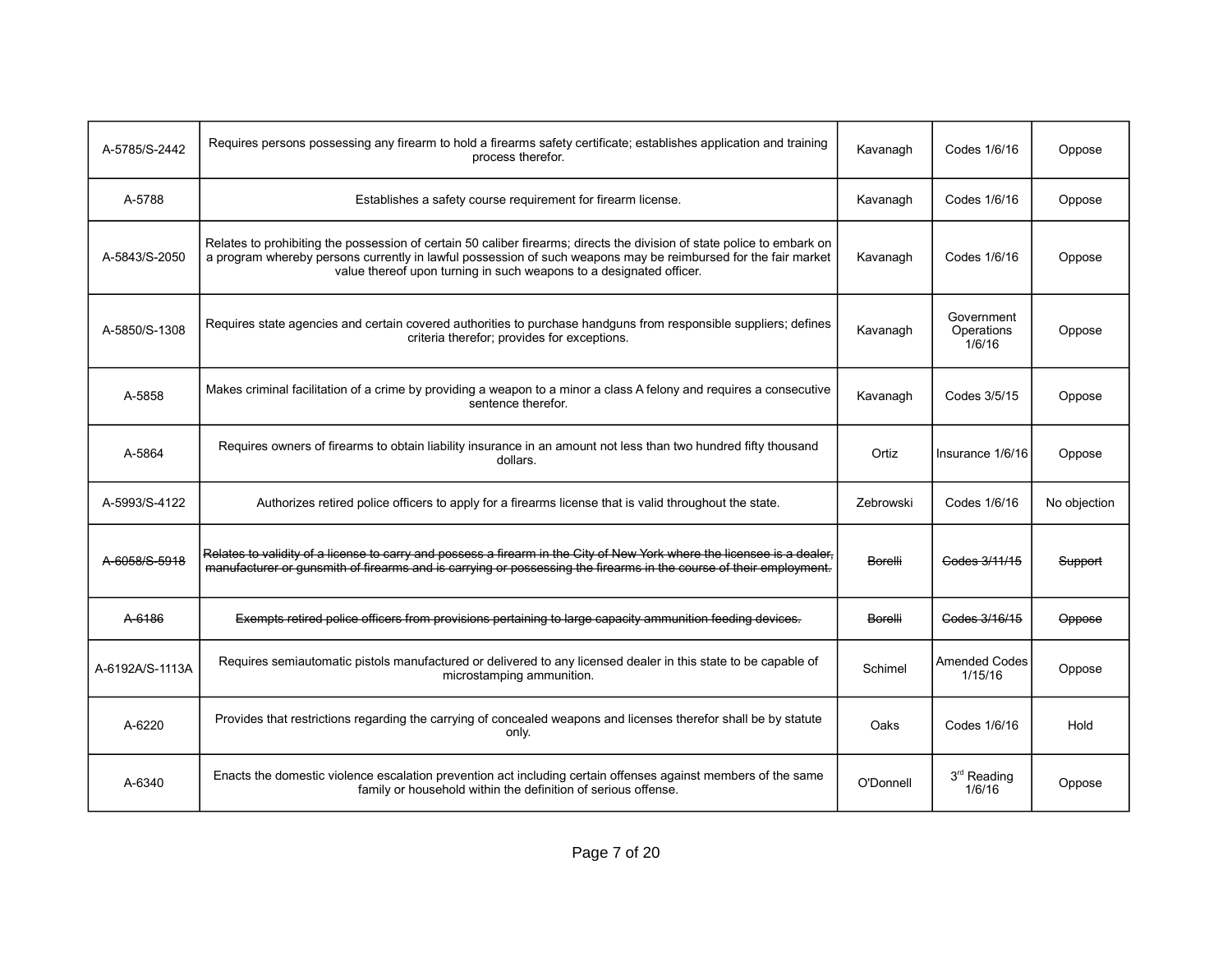| A-5785/S-2442 | Requires persons possessing any firearm to hold a firearms safety certificate; establishes application and training process therefor. | Kavanagh | Codes 1/6/16 | Oppose |
|---|---|---|---|---|
| A-5788 | Establishes a safety course requirement for firearm license. | Kavanagh | Codes 1/6/16 | Oppose |
| A-5843/S-2050 | Relates to prohibiting the possession of certain 50 caliber firearms; directs the division of state police to embark on a program whereby persons currently in lawful possession of such weapons may be reimbursed for the fair market value thereof upon turning in such weapons to a designated officer. | Kavanagh | Codes 1/6/16 | Oppose |
| A-5850/S-1308 | Requires state agencies and certain covered authorities to purchase handguns from responsible suppliers; defines criteria therefor; provides for exceptions. | Kavanagh | Government Operations 1/6/16 | Oppose |
| A-5858 | Makes criminal facilitation of a crime by providing a weapon to a minor a class A felony and requires a consecutive sentence therefor. | Kavanagh | Codes 3/5/15 | Oppose |
| A-5864 | Requires owners of firearms to obtain liability insurance in an amount not less than two hundred fifty thousand dollars. | Ortiz | Insurance 1/6/16 | Oppose |
| A-5993/S-4122 | Authorizes retired police officers to apply for a firearms license that is valid throughout the state. | Zebrowski | Codes 1/6/16 | No objection |
| ~~A-6058/S-5918~~ | ~~Relates to validity of a license to carry and possess a firearm in the City of New York where the licensee is a dealer, manufacturer or gunsmith of firearms and is carrying or possessing the firearms in the course of their employment.~~ | ~~Borelli~~ | ~~Codes 3/11/15~~ | ~~Support~~ |
| ~~A-6186~~ | ~~Exempts retired police officers from provisions pertaining to large capacity ammunition feeding devices.~~ | ~~Borelli~~ | ~~Codes 3/16/15~~ | ~~Oppose~~ |
| A-6192A/S-1113A | Requires semiautomatic pistols manufactured or delivered to any licensed dealer in this state to be capable of microstamping ammunition. | Schimel | Amended Codes 1/15/16 | Oppose |
| A-6220 | Provides that restrictions regarding the carrying of concealed weapons and licenses therefor shall be by statute only. | Oaks | Codes 1/6/16 | Hold |
| A-6340 | Enacts the domestic violence escalation prevention act including certain offenses against members of the same family or household within the definition of serious offense. | O'Donnell | 3rd Reading 1/6/16 | Oppose |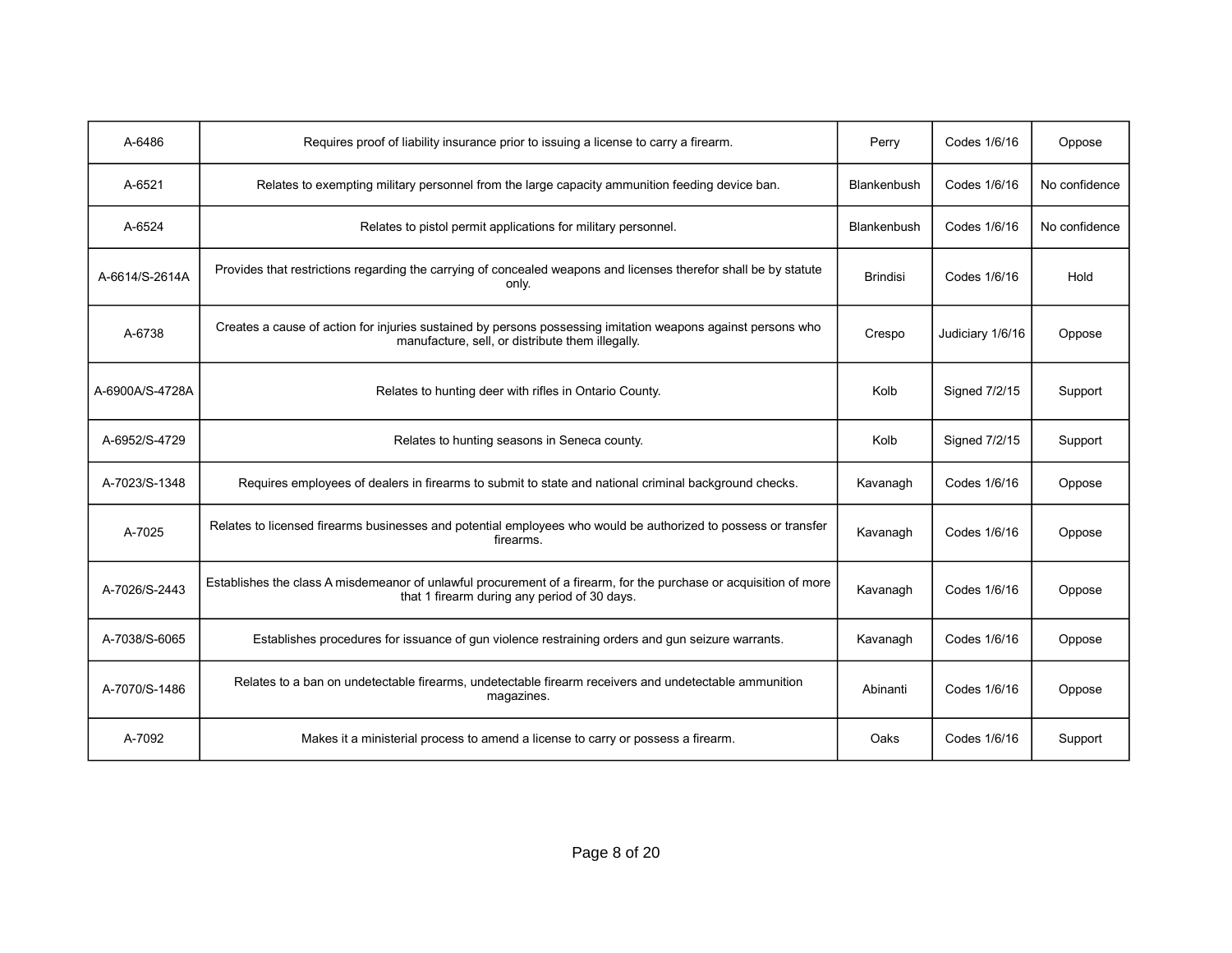| A-6486 | Requires proof of liability insurance prior to issuing a license to carry a firearm. | Perry | Codes 1/6/16 | Oppose |
|---|---|---|---|---|
| A-6521 | Relates to exempting military personnel from the large capacity ammunition feeding device ban. | Blankenbush | Codes 1/6/16 | No confidence |
| A-6524 | Relates to pistol permit applications for military personnel. | Blankenbush | Codes 1/6/16 | No confidence |
| A-6614/S-2614A | Provides that restrictions regarding the carrying of concealed weapons and licenses therefor shall be by statute only. | Brindisi | Codes 1/6/16 | Hold |
| A-6738 | Creates a cause of action for injuries sustained by persons possessing imitation weapons against persons who manufacture, sell, or distribute them illegally. | Crespo | Judiciary 1/6/16 | Oppose |
| A-6900A/S-4728A | Relates to hunting deer with rifles in Ontario County. | Kolb | Signed 7/2/15 | Support |
| A-6952/S-4729 | Relates to hunting seasons in Seneca county. | Kolb | Signed 7/2/15 | Support |
| A-7023/S-1348 | Requires employees of dealers in firearms to submit to state and national criminal background checks. | Kavanagh | Codes 1/6/16 | Oppose |
| A-7025 | Relates to licensed firearms businesses and potential employees who would be authorized to possess or transfer firearms. | Kavanagh | Codes 1/6/16 | Oppose |
| A-7026/S-2443 | Establishes the class A misdemeanor of unlawful procurement of a firearm, for the purchase or acquisition of more that 1 firearm during any period of 30 days. | Kavanagh | Codes 1/6/16 | Oppose |
| A-7038/S-6065 | Establishes procedures for issuance of gun violence restraining orders and gun seizure warrants. | Kavanagh | Codes 1/6/16 | Oppose |
| A-7070/S-1486 | Relates to a ban on undetectable firearms, undetectable firearm receivers and undetectable ammunition magazines. | Abinanti | Codes 1/6/16 | Oppose |
| A-7092 | Makes it a ministerial process to amend a license to carry or possess a firearm. | Oaks | Codes 1/6/16 | Support |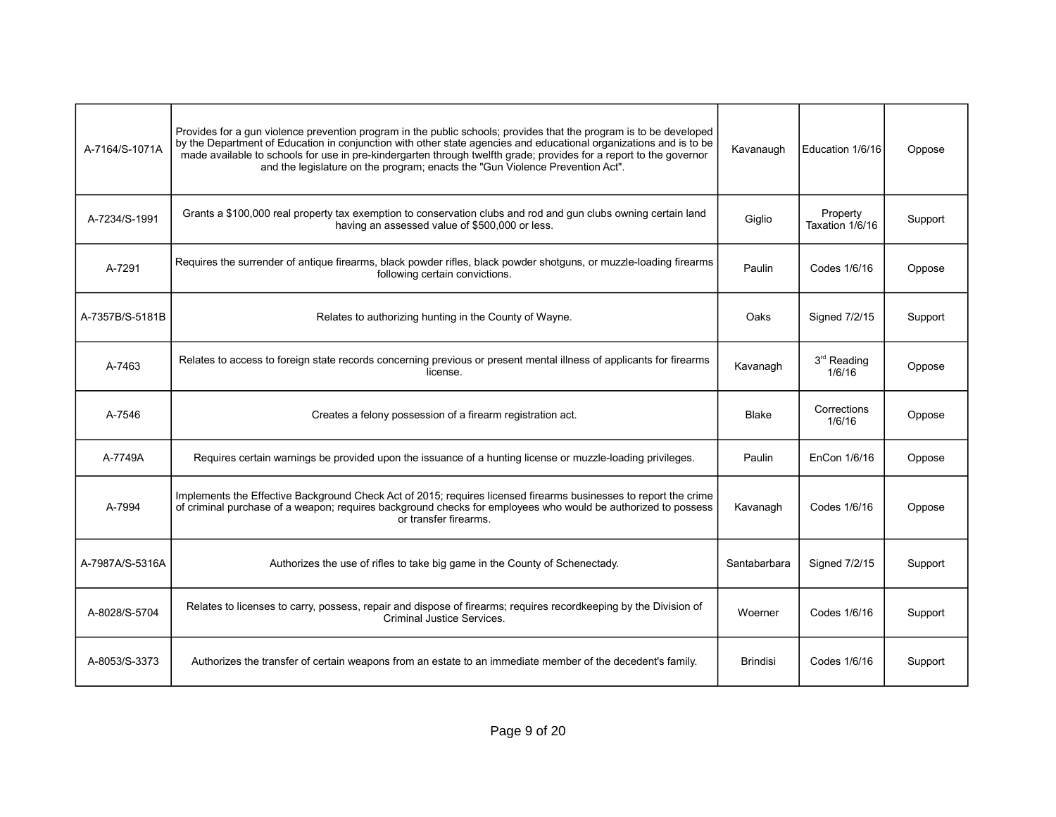| | | | | |
|---|---|---|---|---|
| A-7164/S-1071A | Provides for a gun violence prevention program in the public schools; provides that the program is to be developed by the Department of Education in conjunction with other state agencies and educational organizations and is to be made available to schools for use in pre-kindergarten through twelfth grade; provides for a report to the governor and the legislature on the program; enacts the "Gun Violence Prevention Act". | Kavanaugh | Education 1/6/16 | Oppose |
| A-7234/S-1991 | Grants a $100,000 real property tax exemption to conservation clubs and rod and gun clubs owning certain land having an assessed value of $500,000 or less. | Giglio | Property Taxation 1/6/16 | Support |
| A-7291 | Requires the surrender of antique firearms, black powder rifles, black powder shotguns, or muzzle-loading firearms following certain convictions. | Paulin | Codes 1/6/16 | Oppose |
| A-7357B/S-5181B | Relates to authorizing hunting in the County of Wayne. | Oaks | Signed 7/2/15 | Support |
| A-7463 | Relates to access to foreign state records concerning previous or present mental illness of applicants for firearms license. | Kavanagh | 3rd Reading 1/6/16 | Oppose |
| A-7546 | Creates a felony possession of a firearm registration act. | Blake | Corrections 1/6/16 | Oppose |
| A-7749A | Requires certain warnings be provided upon the issuance of a hunting license or muzzle-loading privileges. | Paulin | EnCon 1/6/16 | Oppose |
| A-7994 | Implements the Effective Background Check Act of 2015; requires licensed firearms businesses to report the crime of criminal purchase of a weapon; requires background checks for employees who would be authorized to possess or transfer firearms. | Kavanagh | Codes 1/6/16 | Oppose |
| A-7987A/S-5316A | Authorizes the use of rifles to take big game in the County of Schenectady. | Santabarbara | Signed 7/2/15 | Support |
| A-8028/S-5704 | Relates to licenses to carry, possess, repair and dispose of firearms; requires recordkeeping by the Division of Criminal Justice Services. | Woerner | Codes 1/6/16 | Support |
| A-8053/S-3373 | Authorizes the transfer of certain weapons from an estate to an immediate member of the decedent's family. | Brindisi | Codes 1/6/16 | Support |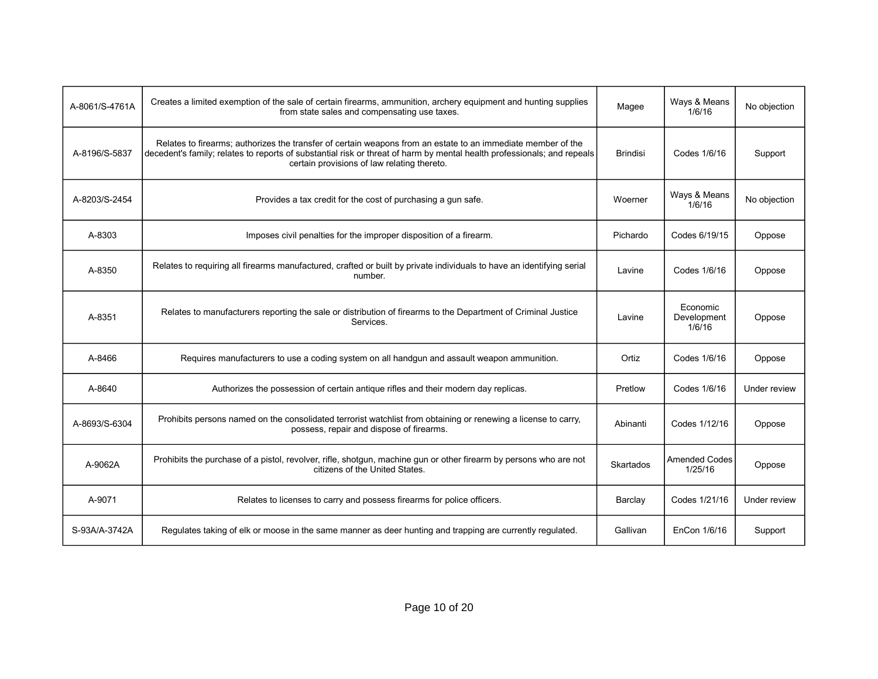| | | | | |
|---|---|---|---|---|
| A-8061/S-4761A | Creates a limited exemption of the sale of certain firearms, ammunition, archery equipment and hunting supplies from state sales and compensating use taxes. | Magee | Ways & Means 1/6/16 | No objection |
| A-8196/S-5837 | Relates to firearms; authorizes the transfer of certain weapons from an estate to an immediate member of the decedent's family; relates to reports of substantial risk or threat of harm by mental health professionals; and repeals certain provisions of law relating thereto. | Brindisi | Codes 1/6/16 | Support |
| A-8203/S-2454 | Provides a tax credit for the cost of purchasing a gun safe. | Woerner | Ways & Means 1/6/16 | No objection |
| A-8303 | Imposes civil penalties for the improper disposition of a firearm. | Pichardo | Codes 6/19/15 | Oppose |
| A-8350 | Relates to requiring all firearms manufactured, crafted or built by private individuals to have an identifying serial number. | Lavine | Codes 1/6/16 | Oppose |
| A-8351 | Relates to manufacturers reporting the sale or distribution of firearms to the Department of Criminal Justice Services. | Lavine | Economic Development 1/6/16 | Oppose |
| A-8466 | Requires manufacturers to use a coding system on all handgun and assault weapon ammunition. | Ortiz | Codes 1/6/16 | Oppose |
| A-8640 | Authorizes the possession of certain antique rifles and their modern day replicas. | Pretlow | Codes 1/6/16 | Under review |
| A-8693/S-6304 | Prohibits persons named on the consolidated terrorist watchlist from obtaining or renewing a license to carry, possess, repair and dispose of firearms. | Abinanti | Codes 1/12/16 | Oppose |
| A-9062A | Prohibits the purchase of a pistol, revolver, rifle, shotgun, machine gun or other firearm by persons who are not citizens of the United States. | Skartados | Amended Codes 1/25/16 | Oppose |
| A-9071 | Relates to licenses to carry and possess firearms for police officers. | Barclay | Codes 1/21/16 | Under review |
| S-93A/A-3742A | Regulates taking of elk or moose in the same manner as deer hunting and trapping are currently regulated. | Gallivan | EnCon 1/6/16 | Support |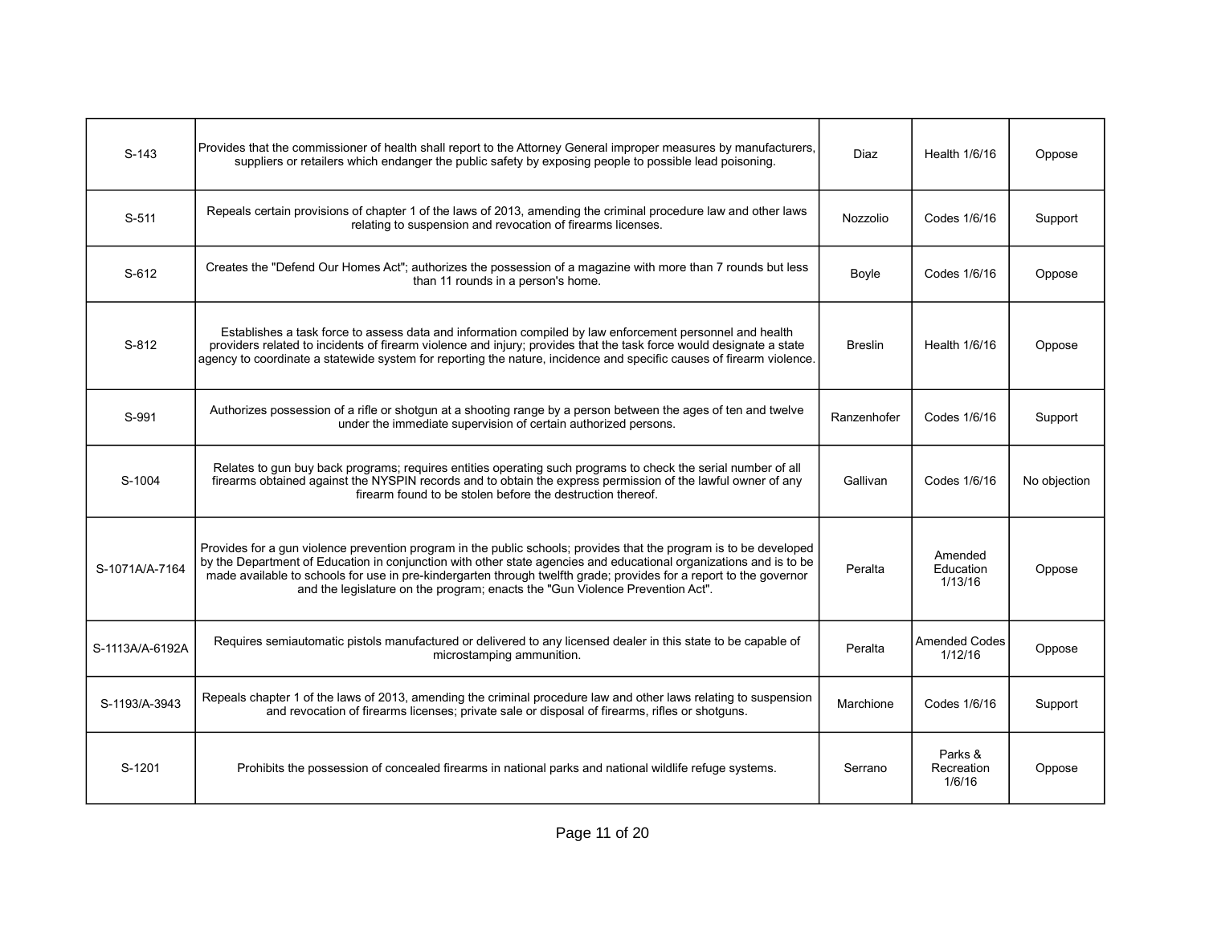| | | | | |
|---|---|---|---|---|
| S-143 | Provides that the commissioner of health shall report to the Attorney General improper measures by manufacturers, suppliers or retailers which endanger the public safety by exposing people to possible lead poisoning. | Diaz | Health 1/6/16 | Oppose |
| S-511 | Repeals certain provisions of chapter 1 of the laws of 2013, amending the criminal procedure law and other laws relating to suspension and revocation of firearms licenses. | Nozzolio | Codes 1/6/16 | Support |
| S-612 | Creates the "Defend Our Homes Act"; authorizes the possession of a magazine with more than 7 rounds but less than 11 rounds in a person's home. | Boyle | Codes 1/6/16 | Oppose |
| S-812 | Establishes a task force to assess data and information compiled by law enforcement personnel and health providers related to incidents of firearm violence and injury; provides that the task force would designate a state agency to coordinate a statewide system for reporting the nature, incidence and specific causes of firearm violence. | Breslin | Health 1/6/16 | Oppose |
| S-991 | Authorizes possession of a rifle or shotgun at a shooting range by a person between the ages of ten and twelve under the immediate supervision of certain authorized persons. | Ranzenhofer | Codes 1/6/16 | Support |
| S-1004 | Relates to gun buy back programs; requires entities operating such programs to check the serial number of all firearms obtained against the NYSPIN records and to obtain the express permission of the lawful owner of any firearm found to be stolen before the destruction thereof. | Gallivan | Codes 1/6/16 | No objection |
| S-1071A/A-7164 | Provides for a gun violence prevention program in the public schools; provides that the program is to be developed by the Department of Education in conjunction with other state agencies and educational organizations and is to be made available to schools for use in pre-kindergarten through twelfth grade; provides for a report to the governor and the legislature on the program; enacts the "Gun Violence Prevention Act". | Peralta | Amended Education 1/13/16 | Oppose |
| S-1113A/A-6192A | Requires semiautomatic pistols manufactured or delivered to any licensed dealer in this state to be capable of microstamping ammunition. | Peralta | Amended Codes 1/12/16 | Oppose |
| S-1193/A-3943 | Repeals chapter 1 of the laws of 2013, amending the criminal procedure law and other laws relating to suspension and revocation of firearms licenses; private sale or disposal of firearms, rifles or shotguns. | Marchione | Codes 1/6/16 | Support |
| S-1201 | Prohibits the possession of concealed firearms in national parks and national wildlife refuge systems. | Serrano | Parks & Recreation 1/6/16 | Oppose |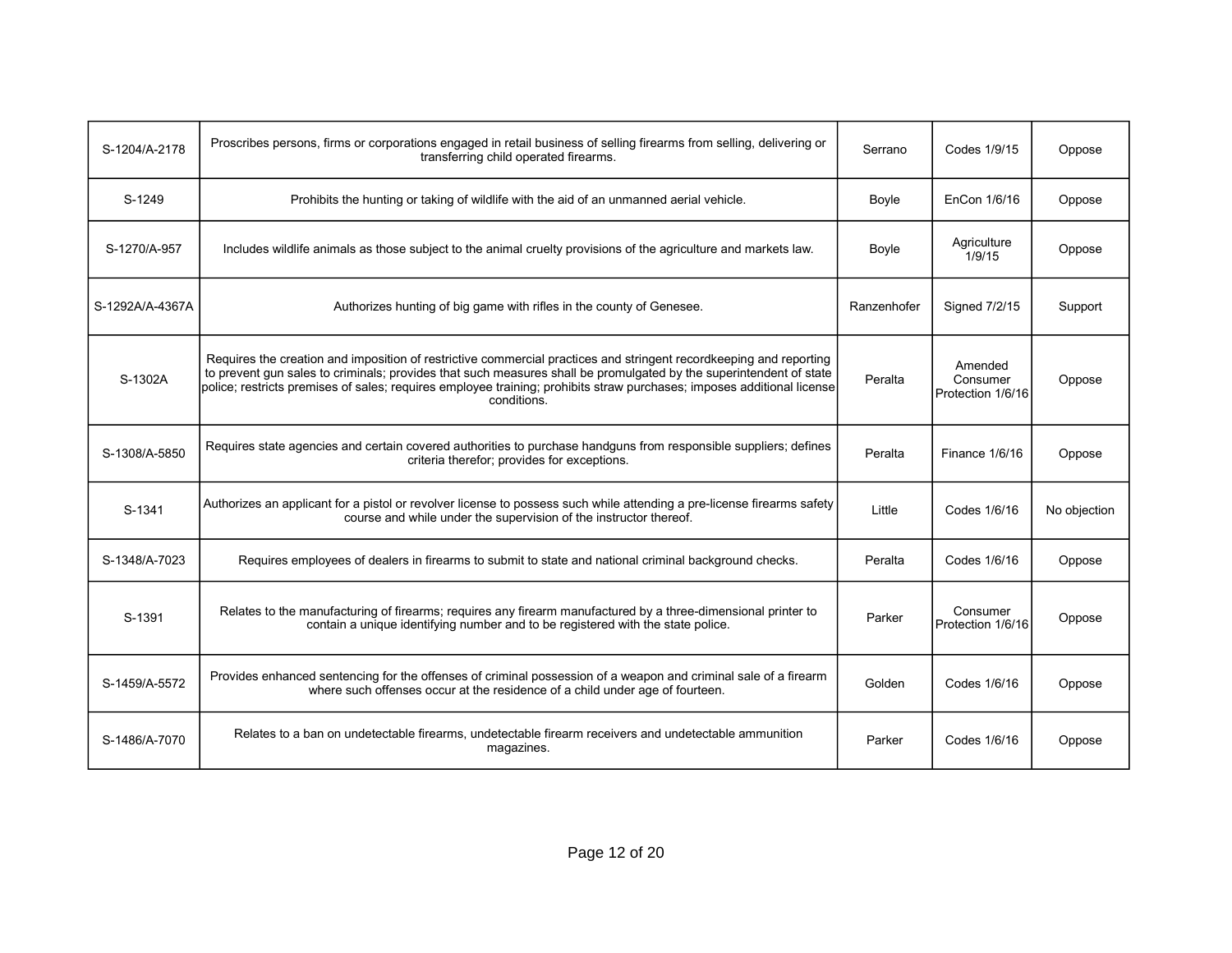| | | | | |
|---|---|---|---|---|
| S-1204/A-2178 | Proscribes persons, firms or corporations engaged in retail business of selling firearms from selling, delivering or transferring child operated firearms. | Serrano | Codes 1/9/15 | Oppose |
| S-1249 | Prohibits the hunting or taking of wildlife with the aid of an unmanned aerial vehicle. | Boyle | EnCon 1/6/16 | Oppose |
| S-1270/A-957 | Includes wildlife animals as those subject to the animal cruelty provisions of the agriculture and markets law. | Boyle | Agriculture 1/9/15 | Oppose |
| S-1292A/A-4367A | Authorizes hunting of big game with rifles in the county of Genesee. | Ranzenhofer | Signed 7/2/15 | Support |
| S-1302A | Requires the creation and imposition of restrictive commercial practices and stringent recordkeeping and reporting to prevent gun sales to criminals; provides that such measures shall be promulgated by the superintendent of state police; restricts premises of sales; requires employee training; prohibits straw purchases; imposes additional license conditions. | Peralta | Amended Consumer Protection 1/6/16 | Oppose |
| S-1308/A-5850 | Requires state agencies and certain covered authorities to purchase handguns from responsible suppliers; defines criteria therefor; provides for exceptions. | Peralta | Finance 1/6/16 | Oppose |
| S-1341 | Authorizes an applicant for a pistol or revolver license to possess such while attending a pre-license firearms safety course and while under the supervision of the instructor thereof. | Little | Codes 1/6/16 | No objection |
| S-1348/A-7023 | Requires employees of dealers in firearms to submit to state and national criminal background checks. | Peralta | Codes 1/6/16 | Oppose |
| S-1391 | Relates to the manufacturing of firearms; requires any firearm manufactured by a three-dimensional printer to contain a unique identifying number and to be registered with the state police. | Parker | Consumer Protection 1/6/16 | Oppose |
| S-1459/A-5572 | Provides enhanced sentencing for the offenses of criminal possession of a weapon and criminal sale of a firearm where such offenses occur at the residence of a child under age of fourteen. | Golden | Codes 1/6/16 | Oppose |
| S-1486/A-7070 | Relates to a ban on undetectable firearms, undetectable firearm receivers and undetectable ammunition magazines. | Parker | Codes 1/6/16 | Oppose |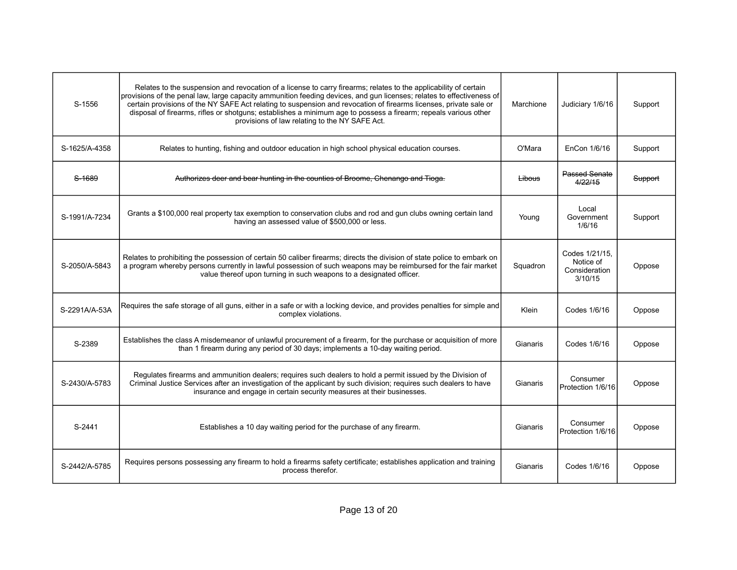| | | | | |
|---|---|---|---|---|
| S-1556 | Relates to the suspension and revocation of a license to carry firearms; relates to the applicability of certain provisions of the penal law, large capacity ammunition feeding devices, and gun licenses; relates to effectiveness of certain provisions of the NY SAFE Act relating to suspension and revocation of firearms licenses, private sale or disposal of firearms, rifles or shotguns; establishes a minimum age to possess a firearm; repeals various other provisions of law relating to the NY SAFE Act. | Marchione | Judiciary 1/6/16 | Support |
| S-1625/A-4358 | Relates to hunting, fishing and outdoor education in high school physical education courses. | O'Mara | EnCon 1/6/16 | Support |
| ~~S-1689~~ | ~~Authorizes deer and bear hunting in the counties of Broome, Chenango and Tioga.~~ | ~~Libous~~ | ~~Passed Senate 4/22/15~~ | ~~Support~~ |
| S-1991/A-7234 | Grants a $100,000 real property tax exemption to conservation clubs and rod and gun clubs owning certain land having an assessed value of $500,000 or less. | Young | Local Government 1/6/16 | Support |
| S-2050/A-5843 | Relates to prohibiting the possession of certain 50 caliber firearms; directs the division of state police to embark on a program whereby persons currently in lawful possession of such weapons may be reimbursed for the fair market value thereof upon turning in such weapons to a designated officer. | Squadron | Codes 1/21/15, Notice of Consideration 3/10/15 | Oppose |
| S-2291A/A-53A | Requires the safe storage of all guns, either in a safe or with a locking device, and provides penalties for simple and complex violations. | Klein | Codes 1/6/16 | Oppose |
| S-2389 | Establishes the class A misdemeanor of unlawful procurement of a firearm, for the purchase or acquisition of more than 1 firearm during any period of 30 days; implements a 10-day waiting period. | Gianaris | Codes 1/6/16 | Oppose |
| S-2430/A-5783 | Regulates firearms and ammunition dealers; requires such dealers to hold a permit issued by the Division of Criminal Justice Services after an investigation of the applicant by such division; requires such dealers to have insurance and engage in certain security measures at their businesses. | Gianaris | Consumer Protection 1/6/16 | Oppose |
| S-2441 | Establishes a 10 day waiting period for the purchase of any firearm. | Gianaris | Consumer Protection 1/6/16 | Oppose |
| S-2442/A-5785 | Requires persons possessing any firearm to hold a firearms safety certificate; establishes application and training process therefor. | Gianaris | Codes 1/6/16 | Oppose |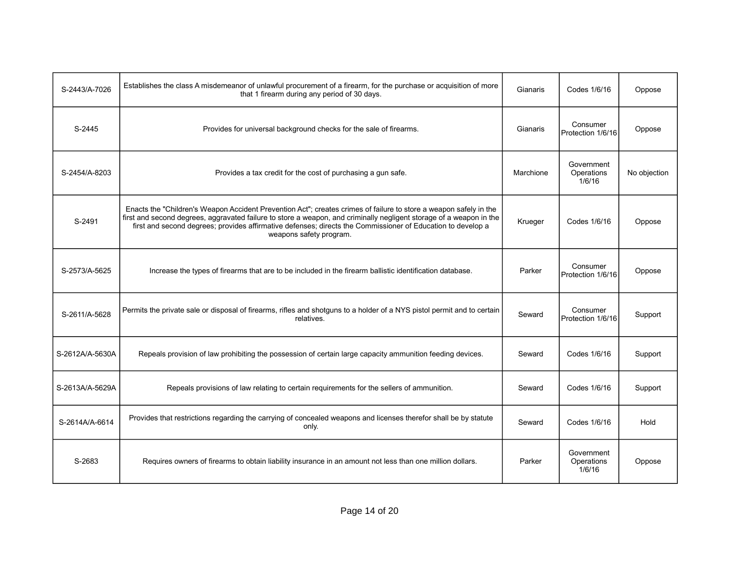| | | | | |
|---|---|---|---|---|
| S-2443/A-7026 | Establishes the class A misdemeanor of unlawful procurement of a firearm, for the purchase or acquisition of more that 1 firearm during any period of 30 days. | Gianaris | Codes 1/6/16 | Oppose |
| S-2445 | Provides for universal background checks for the sale of firearms. | Gianaris | Consumer Protection 1/6/16 | Oppose |
| S-2454/A-8203 | Provides a tax credit for the cost of purchasing a gun safe. | Marchione | Government Operations 1/6/16 | No objection |
| S-2491 | Enacts the "Children's Weapon Accident Prevention Act"; creates crimes of failure to store a weapon safely in the first and second degrees, aggravated failure to store a weapon, and criminally negligent storage of a weapon in the first and second degrees; provides affirmative defenses; directs the Commissioner of Education to develop a weapons safety program. | Krueger | Codes 1/6/16 | Oppose |
| S-2573/A-5625 | Increase the types of firearms that are to be included in the firearm ballistic identification database. | Parker | Consumer Protection 1/6/16 | Oppose |
| S-2611/A-5628 | Permits the private sale or disposal of firearms, rifles and shotguns to a holder of a NYS pistol permit and to certain relatives. | Seward | Consumer Protection 1/6/16 | Support |
| S-2612A/A-5630A | Repeals provision of law prohibiting the possession of certain large capacity ammunition feeding devices. | Seward | Codes 1/6/16 | Support |
| S-2613A/A-5629A | Repeals provisions of law relating to certain requirements for the sellers of ammunition. | Seward | Codes 1/6/16 | Support |
| S-2614A/A-6614 | Provides that restrictions regarding the carrying of concealed weapons and licenses therefor shall be by statute only. | Seward | Codes 1/6/16 | Hold |
| S-2683 | Requires owners of firearms to obtain liability insurance in an amount not less than one million dollars. | Parker | Government Operations 1/6/16 | Oppose |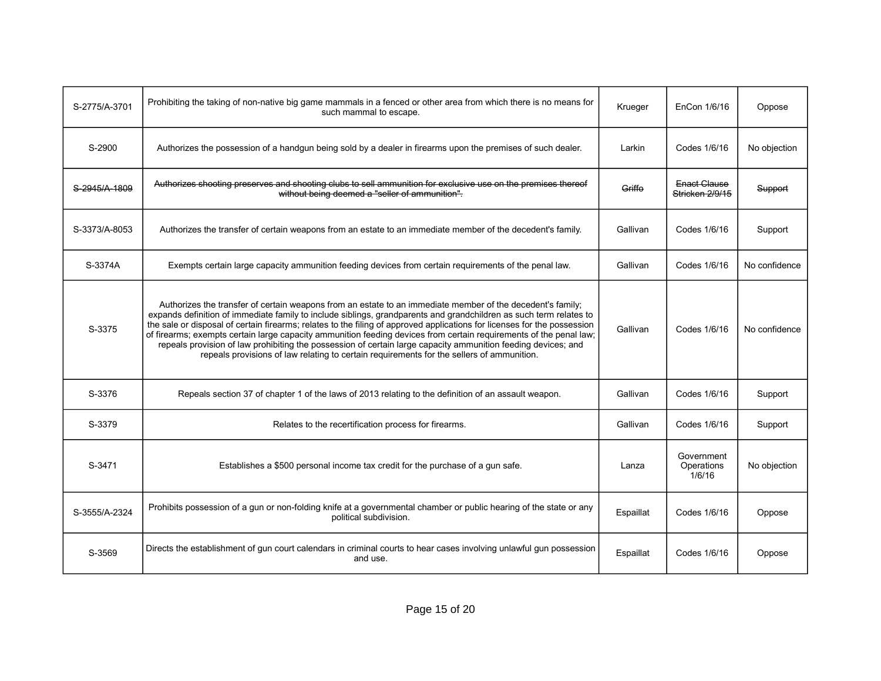| | | | | |
|---|---|---|---|---|
| S-2775/A-3701 | Prohibiting the taking of non-native big game mammals in a fenced or other area from which there is no means for such mammal to escape. | Krueger | EnCon 1/6/16 | Oppose |
| S-2900 | Authorizes the possession of a handgun being sold by a dealer in firearms upon the premises of such dealer. | Larkin | Codes 1/6/16 | No objection |
| ~~S-2945/A-1809~~ | ~~Authorizes shooting preserves and shooting clubs to sell ammunition for exclusive use on the premises thereof without being deemed a "seller of ammunition".~~ | ~~Griffo~~ | ~~Enact Clause Stricken 2/9/15~~ | ~~Support~~ |
| S-3373/A-8053 | Authorizes the transfer of certain weapons from an estate to an immediate member of the decedent's family. | Gallivan | Codes 1/6/16 | Support |
| S-3374A | Exempts certain large capacity ammunition feeding devices from certain requirements of the penal law. | Gallivan | Codes 1/6/16 | No confidence |
| S-3375 | Authorizes the transfer of certain weapons from an estate to an immediate member of the decedent's family; expands definition of immediate family to include siblings, grandparents and grandchildren as such term relates to the sale or disposal of certain firearms; relates to the filing of approved applications for licenses for the possession of firearms; exempts certain large capacity ammunition feeding devices from certain requirements of the penal law; repeals provision of law prohibiting the possession of certain large capacity ammunition feeding devices; and repeals provisions of law relating to certain requirements for the sellers of ammunition. | Gallivan | Codes 1/6/16 | No confidence |
| S-3376 | Repeals section 37 of chapter 1 of the laws of 2013 relating to the definition of an assault weapon. | Gallivan | Codes 1/6/16 | Support |
| S-3379 | Relates to the recertification process for firearms. | Gallivan | Codes 1/6/16 | Support |
| S-3471 | Establishes a $500 personal income tax credit for the purchase of a gun safe. | Lanza | Government Operations 1/6/16 | No objection |
| S-3555/A-2324 | Prohibits possession of a gun or non-folding knife at a governmental chamber or public hearing of the state or any political subdivision. | Espaillat | Codes 1/6/16 | Oppose |
| S-3569 | Directs the establishment of gun court calendars in criminal courts to hear cases involving unlawful gun possession and use. | Espaillat | Codes 1/6/16 | Oppose |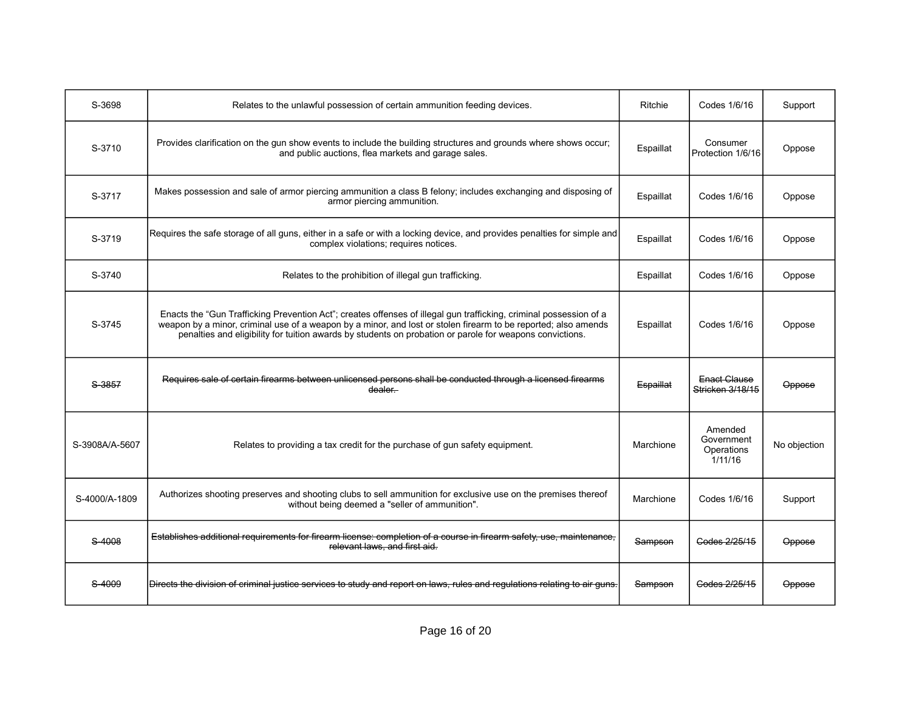| S-3698 | Relates to the unlawful possession of certain ammunition feeding devices. | Ritchie | Codes 1/6/16 | Support |
|---|---|---|---|---|
| S-3710 | Provides clarification on the gun show events to include the building structures and grounds where shows occur; and public auctions, flea markets and garage sales. | Espaillat | Consumer Protection 1/6/16 | Oppose |
| S-3717 | Makes possession and sale of armor piercing ammunition a class B felony; includes exchanging and disposing of armor piercing ammunition. | Espaillat | Codes 1/6/16 | Oppose |
| S-3719 | Requires the safe storage of all guns, either in a safe or with a locking device, and provides penalties for simple and complex violations; requires notices. | Espaillat | Codes 1/6/16 | Oppose |
| S-3740 | Relates to the prohibition of illegal gun trafficking. | Espaillat | Codes 1/6/16 | Oppose |
| S-3745 | Enacts the "Gun Trafficking Prevention Act"; creates offenses of illegal gun trafficking, criminal possession of a weapon by a minor, criminal use of a weapon by a minor, and lost or stolen firearm to be reported; also amends penalties and eligibility for tuition awards by students on probation or parole for weapons convictions. | Espaillat | Codes 1/6/16 | Oppose |
| ~~S-3857~~ | ~~Requires sale of certain firearms between unlicensed persons shall be conducted through a licensed firearms dealer.~~ | ~~Espaillat~~ | ~~Enact Clause Stricken 3/18/15~~ | ~~Oppose~~ |
| S-3908A/A-5607 | Relates to providing a tax credit for the purchase of gun safety equipment. | Marchione | Amended Government Operations 1/11/16 | No objection |
| S-4000/A-1809 | Authorizes shooting preserves and shooting clubs to sell ammunition for exclusive use on the premises thereof without being deemed a "seller of ammunition". | Marchione | Codes 1/6/16 | Support |
| ~~S-4008~~ | ~~Establishes additional requirements for firearm license: completion of a course in firearm safety, use, maintenance, relevant laws, and first aid.~~ | ~~Sampson~~ | ~~Codes 2/25/15~~ | ~~Oppose~~ |
| ~~S-4009~~ | ~~Directs the division of criminal justice services to study and report on laws, rules and regulations relating to air guns.~~ | ~~Sampson~~ | ~~Codes 2/25/15~~ | ~~Oppose~~ |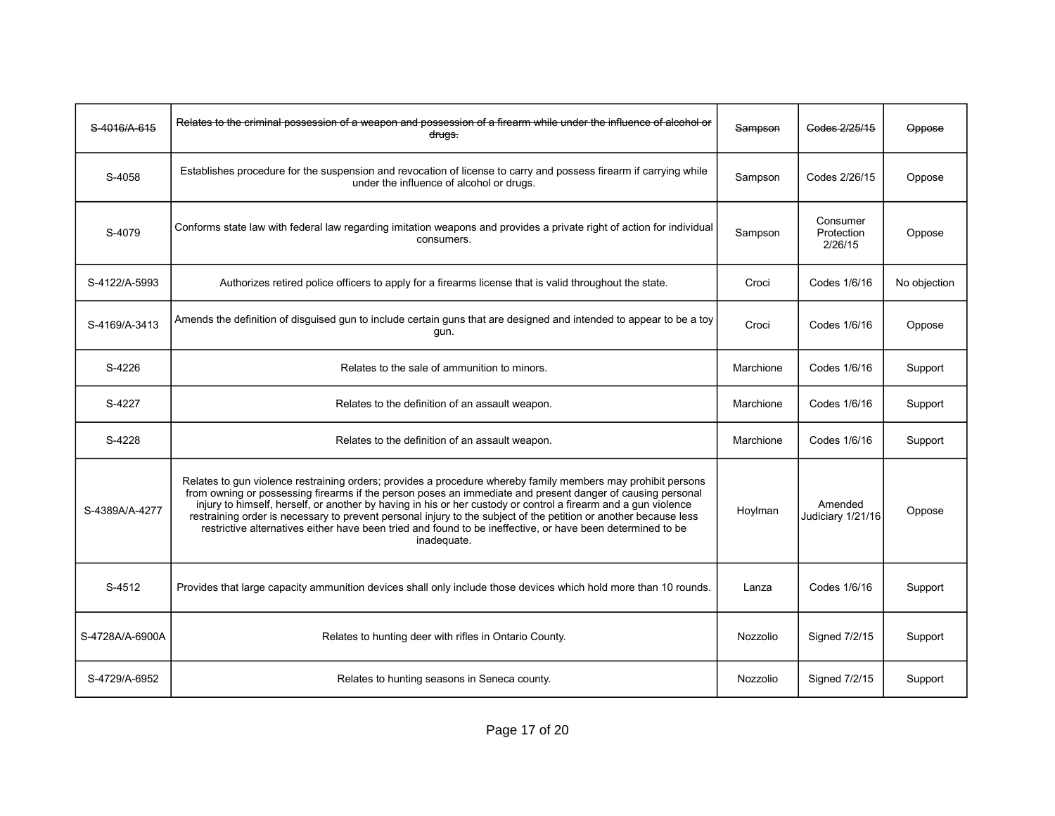| ~~S-4016/A-615~~ | ~~Relates to the criminal possession of a weapon and possession of a firearm while under the influence of alcohol or drugs.~~ | ~~Sampson~~ | ~~Codes 2/25/15~~ | ~~Oppose~~ |
|---|---|---|---|---|
| S-4058 | Establishes procedure for the suspension and revocation of license to carry and possess firearm if carrying while under the influence of alcohol or drugs. | Sampson | Codes 2/26/15 | Oppose |
| S-4079 | Conforms state law with federal law regarding imitation weapons and provides a private right of action for individual consumers. | Sampson | Consumer Protection 2/26/15 | Oppose |
| S-4122/A-5993 | Authorizes retired police officers to apply for a firearms license that is valid throughout the state. | Croci | Codes 1/6/16 | No objection |
| S-4169/A-3413 | Amends the definition of disguised gun to include certain guns that are designed and intended to appear to be a toy gun. | Croci | Codes 1/6/16 | Oppose |
| S-4226 | Relates to the sale of ammunition to minors. | Marchione | Codes 1/6/16 | Support |
| S-4227 | Relates to the definition of an assault weapon. | Marchione | Codes 1/6/16 | Support |
| S-4228 | Relates to the definition of an assault weapon. | Marchione | Codes 1/6/16 | Support |
| S-4389A/A-4277 | Relates to gun violence restraining orders; provides a procedure whereby family members may prohibit persons from owning or possessing firearms if the person poses an immediate and present danger of causing personal injury to himself, herself, or another by having in his or her custody or control a firearm and a gun violence restraining order is necessary to prevent personal injury to the subject of the petition or another because less restrictive alternatives either have been tried and found to be ineffective, or have been determined to be inadequate. | Hoylman | Amended Judiciary 1/21/16 | Oppose |
| S-4512 | Provides that large capacity ammunition devices shall only include those devices which hold more than 10 rounds. | Lanza | Codes 1/6/16 | Support |
| S-4728A/A-6900A | Relates to hunting deer with rifles in Ontario County. | Nozzolio | Signed 7/2/15 | Support |
| S-4729/A-6952 | Relates to hunting seasons in Seneca county. | Nozzolio | Signed 7/2/15 | Support |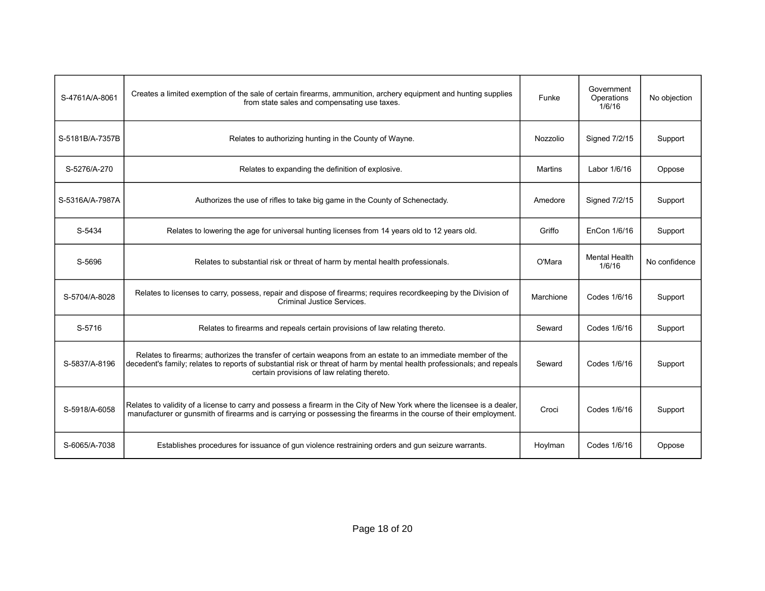| | | | | |
|---|---|---|---|---|
| S-4761A/A-8061 | Creates a limited exemption of the sale of certain firearms, ammunition, archery equipment and hunting supplies from state sales and compensating use taxes. | Funke | Government Operations 1/6/16 | No objection |
| S-5181B/A-7357B | Relates to authorizing hunting in the County of Wayne. | Nozzolio | Signed 7/2/15 | Support |
| S-5276/A-270 | Relates to expanding the definition of explosive. | Martins | Labor 1/6/16 | Oppose |
| S-5316A/A-7987A | Authorizes the use of rifles to take big game in the County of Schenectady. | Amedore | Signed 7/2/15 | Support |
| S-5434 | Relates to lowering the age for universal hunting licenses from 14 years old to 12 years old. | Griffo | EnCon 1/6/16 | Support |
| S-5696 | Relates to substantial risk or threat of harm by mental health professionals. | O'Mara | Mental Health 1/6/16 | No confidence |
| S-5704/A-8028 | Relates to licenses to carry, possess, repair and dispose of firearms; requires recordkeeping by the Division of Criminal Justice Services. | Marchione | Codes 1/6/16 | Support |
| S-5716 | Relates to firearms and repeals certain provisions of law relating thereto. | Seward | Codes 1/6/16 | Support |
| S-5837/A-8196 | Relates to firearms; authorizes the transfer of certain weapons from an estate to an immediate member of the decedent's family; relates to reports of substantial risk or threat of harm by mental health professionals; and repeals certain provisions of law relating thereto. | Seward | Codes 1/6/16 | Support |
| S-5918/A-6058 | Relates to validity of a license to carry and possess a firearm in the City of New York where the licensee is a dealer, manufacturer or gunsmith of firearms and is carrying or possessing the firearms in the course of their employment. | Croci | Codes 1/6/16 | Support |
| S-6065/A-7038 | Establishes procedures for issuance of gun violence restraining orders and gun seizure warrants. | Hoylman | Codes 1/6/16 | Oppose |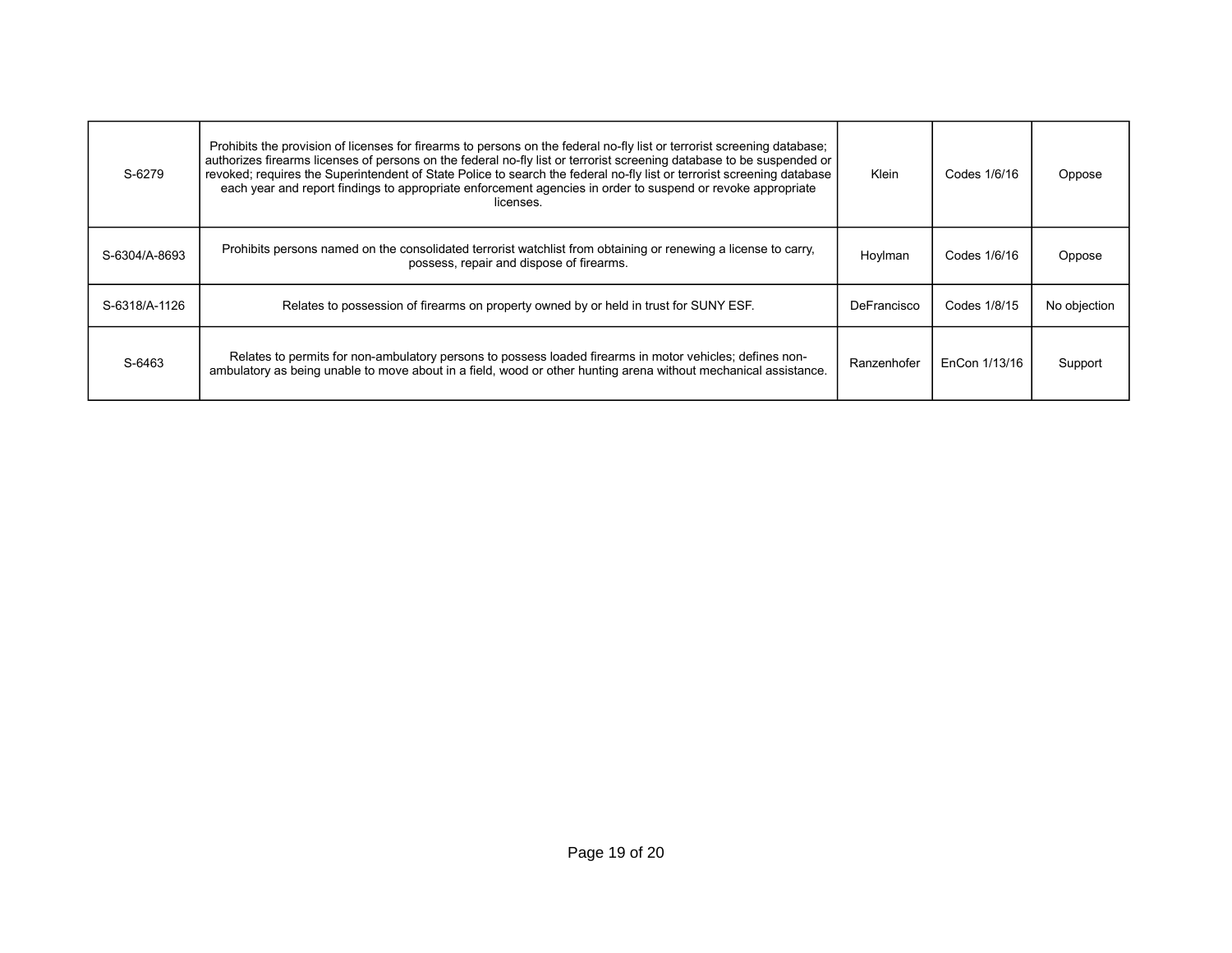| S-6279 | Prohibits the provision of licenses for firearms to persons on the federal no-fly list or terrorist screening database; authorizes firearms licenses of persons on the federal no-fly list or terrorist screening database to be suspended or revoked; requires the Superintendent of State Police to search the federal no-fly list or terrorist screening database each year and report findings to appropriate enforcement agencies in order to suspend or revoke appropriate licenses. | Klein | Codes 1/6/16 | Oppose |
|---|---|---|---|---|
| S-6304/A-8693 | Prohibits persons named on the consolidated terrorist watchlist from obtaining or renewing a license to carry, possess, repair and dispose of firearms. | Hoylman | Codes 1/6/16 | Oppose |
| S-6318/A-1126 | Relates to possession of firearms on property owned by or held in trust for SUNY ESF. | DeFrancisco | Codes 1/8/15 | No objection |
| S-6463 | Relates to permits for non-ambulatory persons to possess loaded firearms in motor vehicles; defines non-ambulatory as being unable to move about in a field, wood or other hunting arena without mechanical assistance. | Ranzenhofer | EnCon 1/13/16 | Support |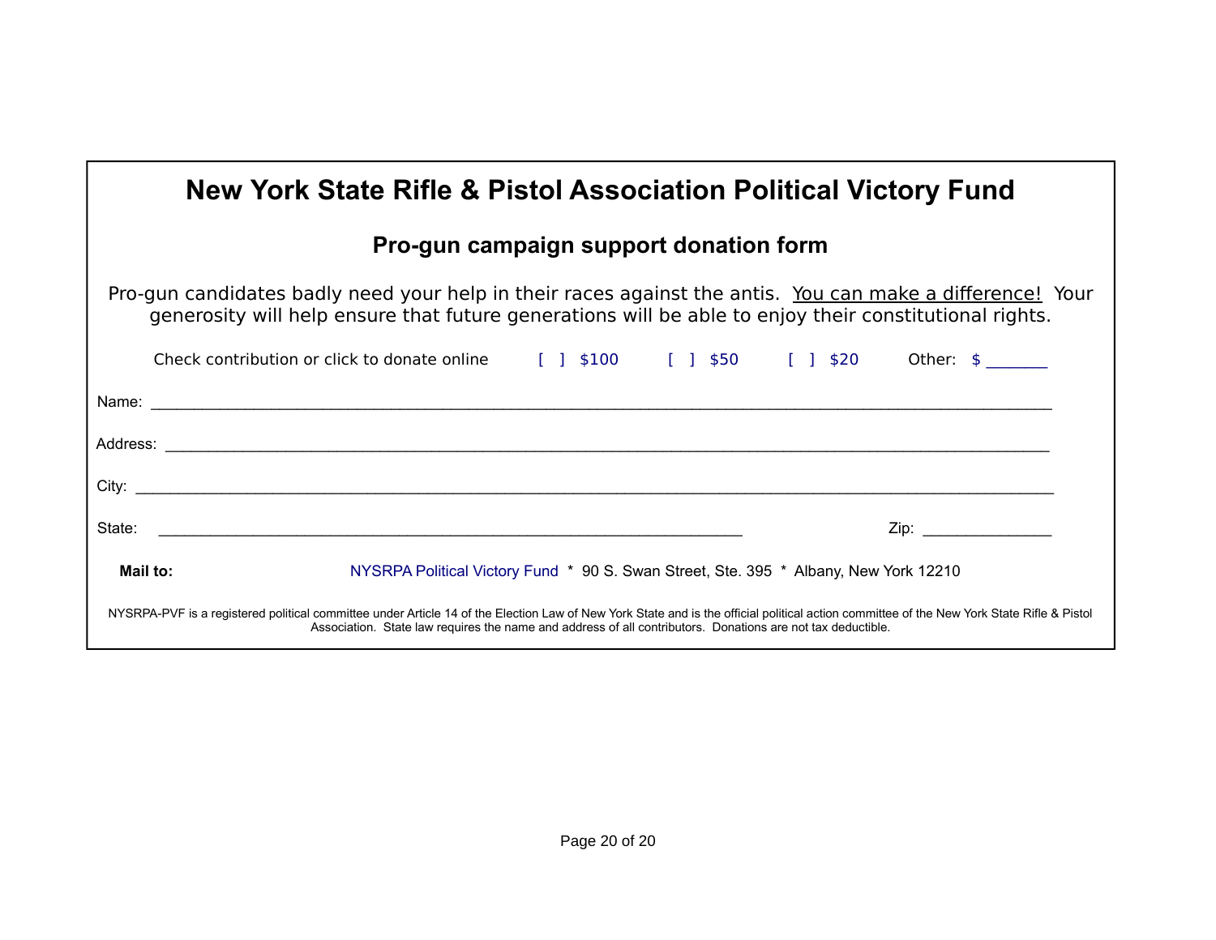# New York State Rifle & Pistol Association Political Victory Fund

## Pro-gun campaign support donation form

Pro-gun candidates badly need your help in their races against the antis. You can make a difference! Your generosity will help ensure that future generations will be able to enjoy their constitutional rights.

Check contribution or click to donate online    [ ] $100    [ ] $50    [ ] $20    Other: $ _______

Name: ____________________________________________________________________________________

Address: __________________________________________________________________________________

City: _____________________________________________________________________________________

State: ________________________________________________________    Zip: ______________

**Mail to:** NYSRPA Political Victory Fund * 90 S. Swan Street, Ste. 395 * Albany, New York 12210

NYSRPA-PVF is a registered political committee under Article 14 of the Election Law of New York State and is the official political action committee of the New York State Rifle & Pistol Association. State law requires the name and address of all contributors. Donations are not tax deductible.